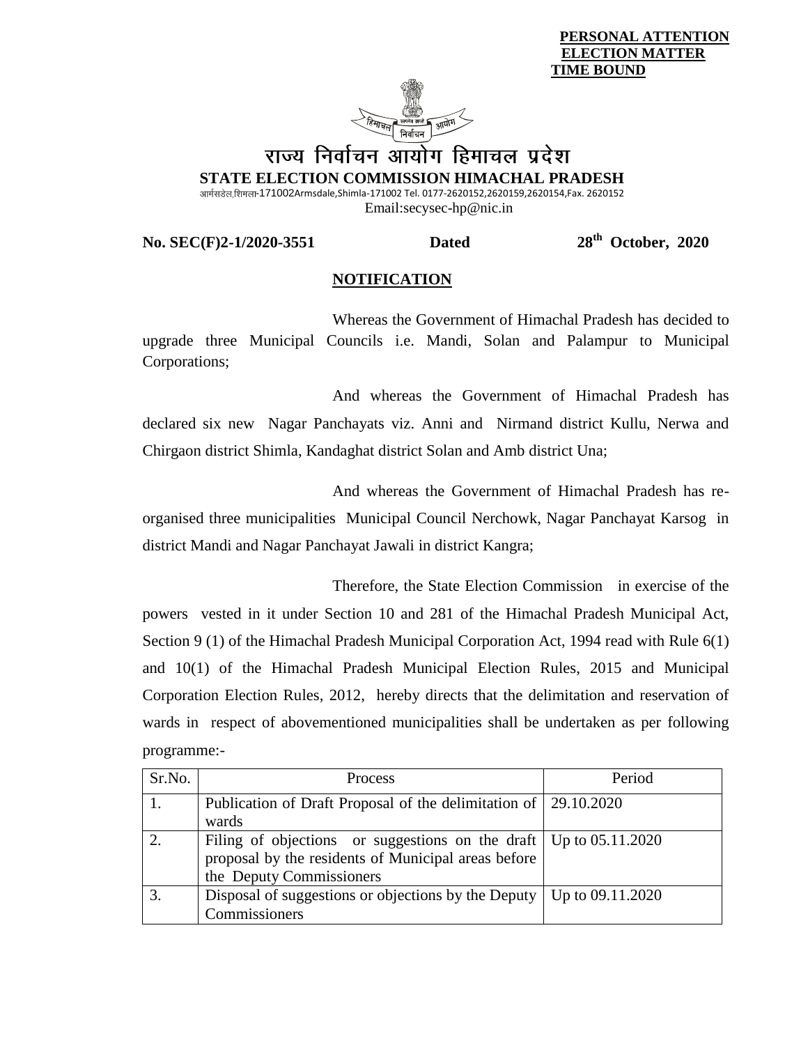**PERSONAL ATTENTION**
**ELECTION MATTER**
**TIME BOUND**

# राज्य निर्वाचन आयोग हिमाचल प्रदेश

**STATE ELECTION COMMISSION HIMACHAL PRADESH**

आर्मसडेल,शिमला-171002Armsdale,Shimla-171002 Tel. 0177-2620152,2620159,2620154,Fax. 2620152
Email:secysec-hp@nic.in

**No. SEC(F)2-1/2020-3551 Dated 28th October, 2020**

## NOTIFICATION

Whereas the Government of Himachal Pradesh has decided to upgrade three Municipal Councils i.e. Mandi, Solan and Palampur to Municipal Corporations;

And whereas the Government of Himachal Pradesh has declared six new Nagar Panchayats viz. Anni and Nirmand district Kullu, Nerwa and Chirgaon district Shimla, Kandaghat district Solan and Amb district Una;

And whereas the Government of Himachal Pradesh has re-organised three municipalities Municipal Council Nerchowk, Nagar Panchayat Karsog in district Mandi and Nagar Panchayat Jawali in district Kangra;

Therefore, the State Election Commission in exercise of the powers vested in it under Section 10 and 281 of the Himachal Pradesh Municipal Act, Section 9 (1) of the Himachal Pradesh Municipal Corporation Act, 1994 read with Rule 6(1) and 10(1) of the Himachal Pradesh Municipal Election Rules, 2015 and Municipal Corporation Election Rules, 2012, hereby directs that the delimitation and reservation of wards in respect of abovementioned municipalities shall be undertaken as per following programme:-

| Sr.No. | Process | Period |
|---|---|---|
| 1. | Publication of Draft Proposal of the delimitation of wards | 29.10.2020 |
| 2. | Filing of objections or suggestions on the draft proposal by the residents of Municipal areas before the Deputy Commissioners | Up to 05.11.2020 |
| 3. | Disposal of suggestions or objections by the Deputy Commissioners | Up to 09.11.2020 |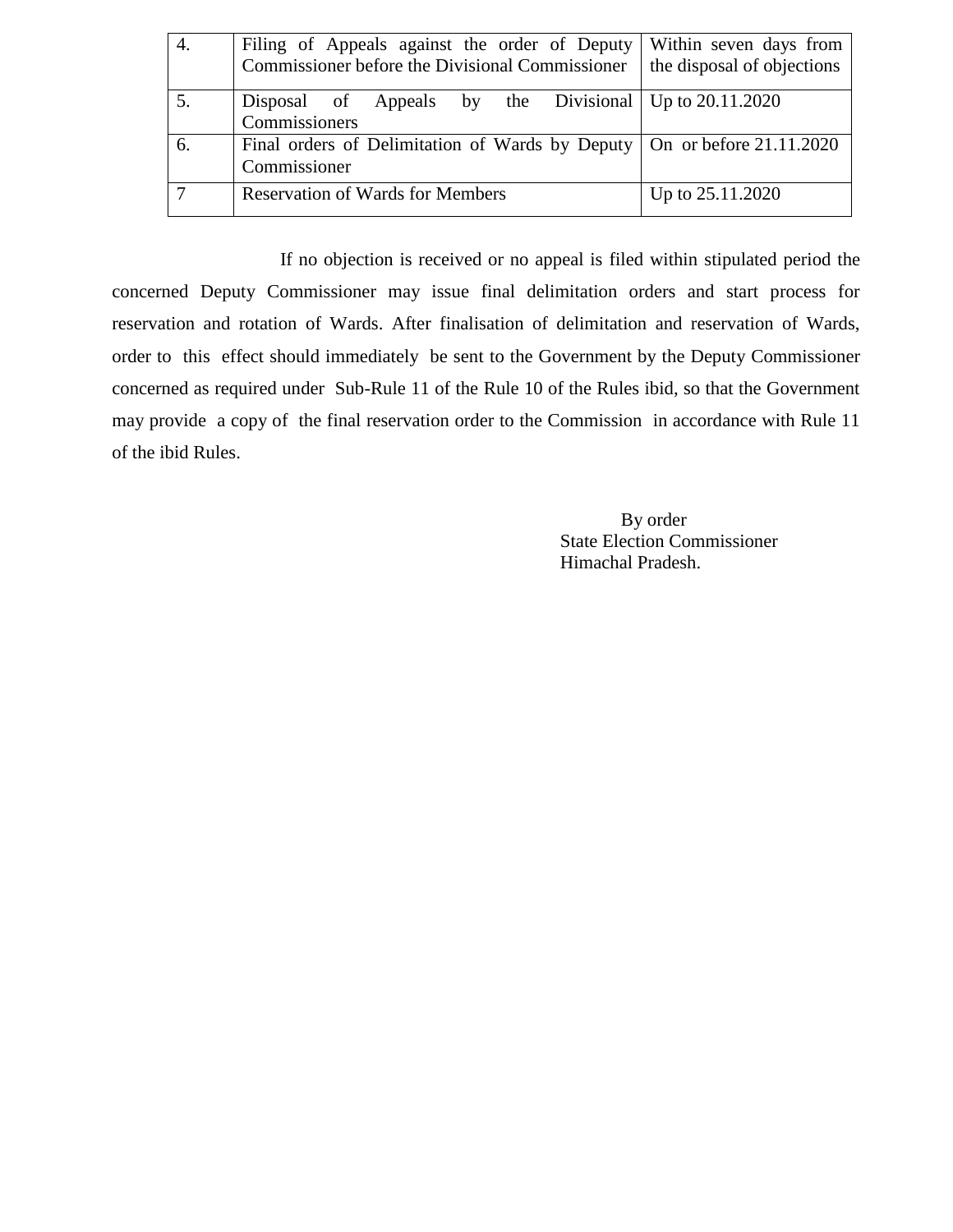| | | |
|---|---|---|
| 4. | Filing of Appeals against the order of Deputy Commissioner before the Divisional Commissioner | Within seven days from the disposal of objections |
| 5. | Disposal of Appeals by the Divisional Commissioners | Up to 20.11.2020 |
| 6. | Final orders of Delimitation of Wards by Deputy Commissioner | On or before 21.11.2020 |
| 7 | Reservation of Wards for Members | Up to 25.11.2020 |

If no objection is received or no appeal is filed within stipulated period the concerned Deputy Commissioner may issue final delimitation orders and start process for reservation and rotation of Wards. After finalisation of delimitation and reservation of Wards, order to this effect should immediately be sent to the Government by the Deputy Commissioner concerned as required under Sub-Rule 11 of the Rule 10 of the Rules ibid, so that the Government may provide a copy of the final reservation order to the Commission in accordance with Rule 11 of the ibid Rules.

By order
State Election Commissioner
Himachal Pradesh.